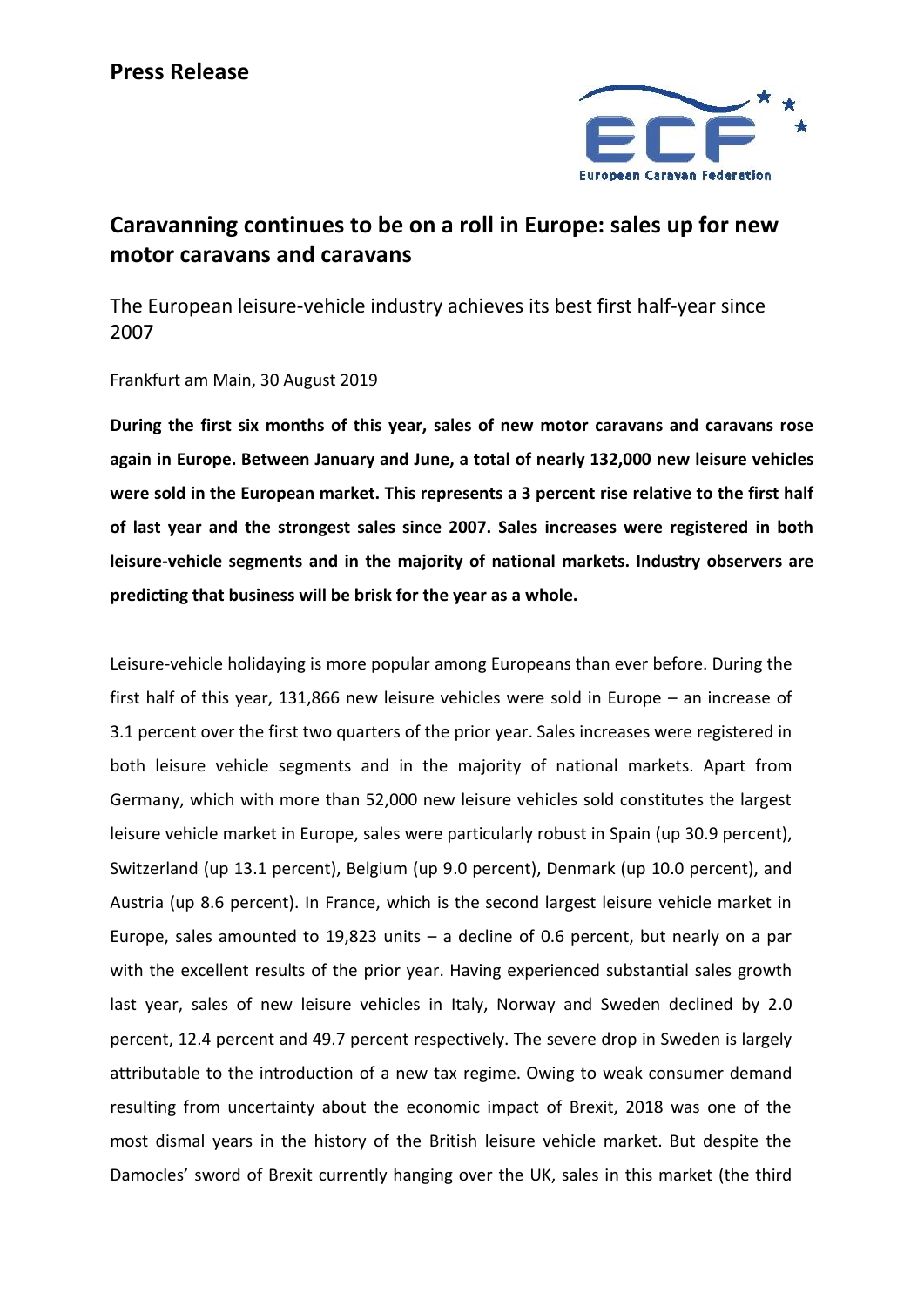# Press Release

## Caravanning continues to be on a roll in Europe: sales up for new motor caravans and caravans

The European leisure-vehicle industry achieves its best first half-year since 2007

Frankfurt am Main, 30 August 2019

**During the first six months of this year, sales of new motor caravans and caravans rose again in Europe. Between January and June, a total of nearly 132,000 new leisure vehicles were sold in the European market. This represents a 3 percent rise relative to the first half of last year and the strongest sales since 2007. Sales increases were registered in both leisure-vehicle segments and in the majority of national markets. Industry observers are predicting that business will be brisk for the year as a whole.**

Leisure-vehicle holidaying is more popular among Europeans than ever before. During the first half of this year, 131,866 new leisure vehicles were sold in Europe – an increase of 3.1 percent over the first two quarters of the prior year. Sales increases were registered in both leisure vehicle segments and in the majority of national markets. Apart from Germany, which with more than 52,000 new leisure vehicles sold constitutes the largest leisure vehicle market in Europe, sales were particularly robust in Spain (up 30.9 percent), Switzerland (up 13.1 percent), Belgium (up 9.0 percent), Denmark (up 10.0 percent), and Austria (up 8.6 percent). In France, which is the second largest leisure vehicle market in Europe, sales amounted to 19,823 units – a decline of 0.6 percent, but nearly on a par with the excellent results of the prior year. Having experienced substantial sales growth last year, sales of new leisure vehicles in Italy, Norway and Sweden declined by 2.0 percent, 12.4 percent and 49.7 percent respectively. The severe drop in Sweden is largely attributable to the introduction of a new tax regime. Owing to weak consumer demand resulting from uncertainty about the economic impact of Brexit, 2018 was one of the most dismal years in the history of the British leisure vehicle market. But despite the Damocles' sword of Brexit currently hanging over the UK, sales in this market (the third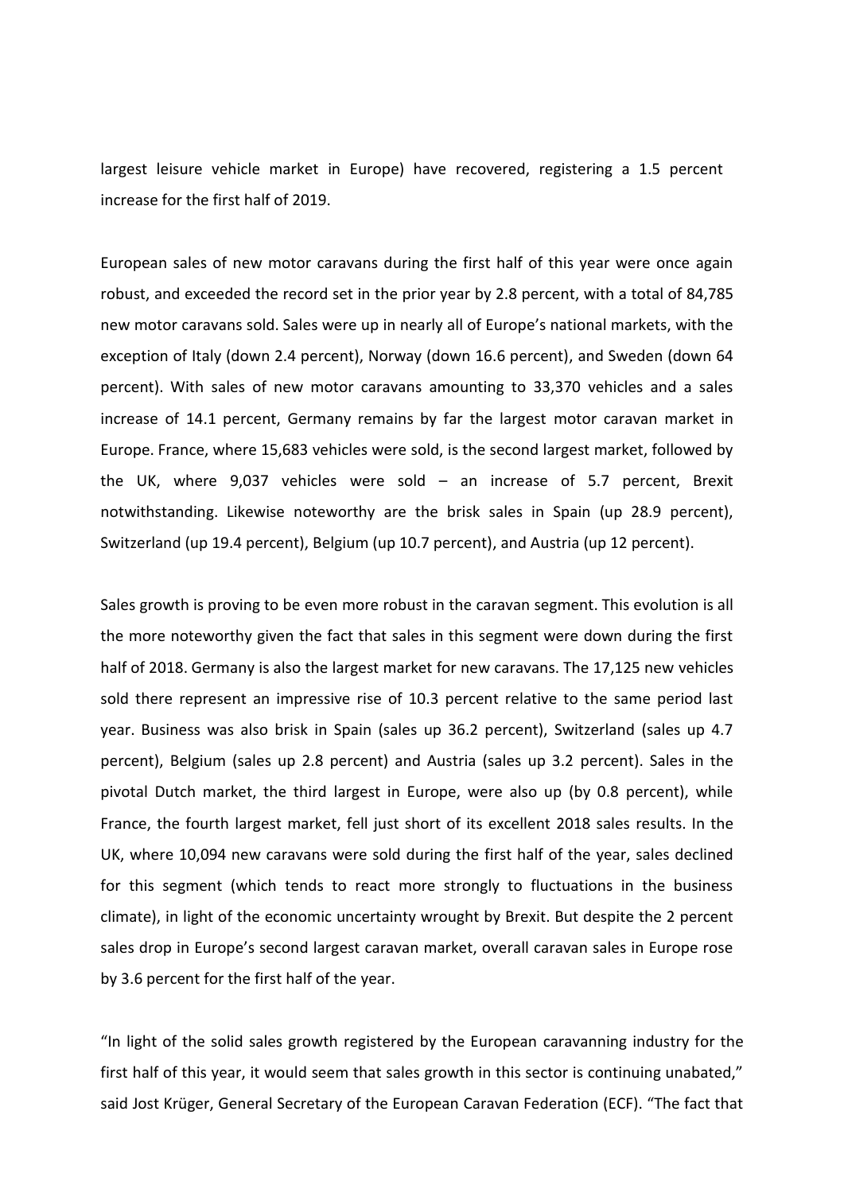largest leisure vehicle market in Europe) have recovered, registering a 1.5 percent increase for the first half of 2019.

European sales of new motor caravans during the first half of this year were once again robust, and exceeded the record set in the prior year by 2.8 percent, with a total of 84,785 new motor caravans sold. Sales were up in nearly all of Europe's national markets, with the exception of Italy (down 2.4 percent), Norway (down 16.6 percent), and Sweden (down 64 percent). With sales of new motor caravans amounting to 33,370 vehicles and a sales increase of 14.1 percent, Germany remains by far the largest motor caravan market in Europe. France, where 15,683 vehicles were sold, is the second largest market, followed by the UK, where 9,037 vehicles were sold – an increase of 5.7 percent, Brexit notwithstanding. Likewise noteworthy are the brisk sales in Spain (up 28.9 percent), Switzerland (up 19.4 percent), Belgium (up 10.7 percent), and Austria (up 12 percent).

Sales growth is proving to be even more robust in the caravan segment. This evolution is all the more noteworthy given the fact that sales in this segment were down during the first half of 2018. Germany is also the largest market for new caravans. The 17,125 new vehicles sold there represent an impressive rise of 10.3 percent relative to the same period last year. Business was also brisk in Spain (sales up 36.2 percent), Switzerland (sales up 4.7 percent), Belgium (sales up 2.8 percent) and Austria (sales up 3.2 percent). Sales in the pivotal Dutch market, the third largest in Europe, were also up (by 0.8 percent), while France, the fourth largest market, fell just short of its excellent 2018 sales results. In the UK, where 10,094 new caravans were sold during the first half of the year, sales declined for this segment (which tends to react more strongly to fluctuations in the business climate), in light of the economic uncertainty wrought by Brexit. But despite the 2 percent sales drop in Europe's second largest caravan market, overall caravan sales in Europe rose by 3.6 percent for the first half of the year.

"In light of the solid sales growth registered by the European caravanning industry for the first half of this year, it would seem that sales growth in this sector is continuing unabated," said Jost Krüger, General Secretary of the European Caravan Federation (ECF). "The fact that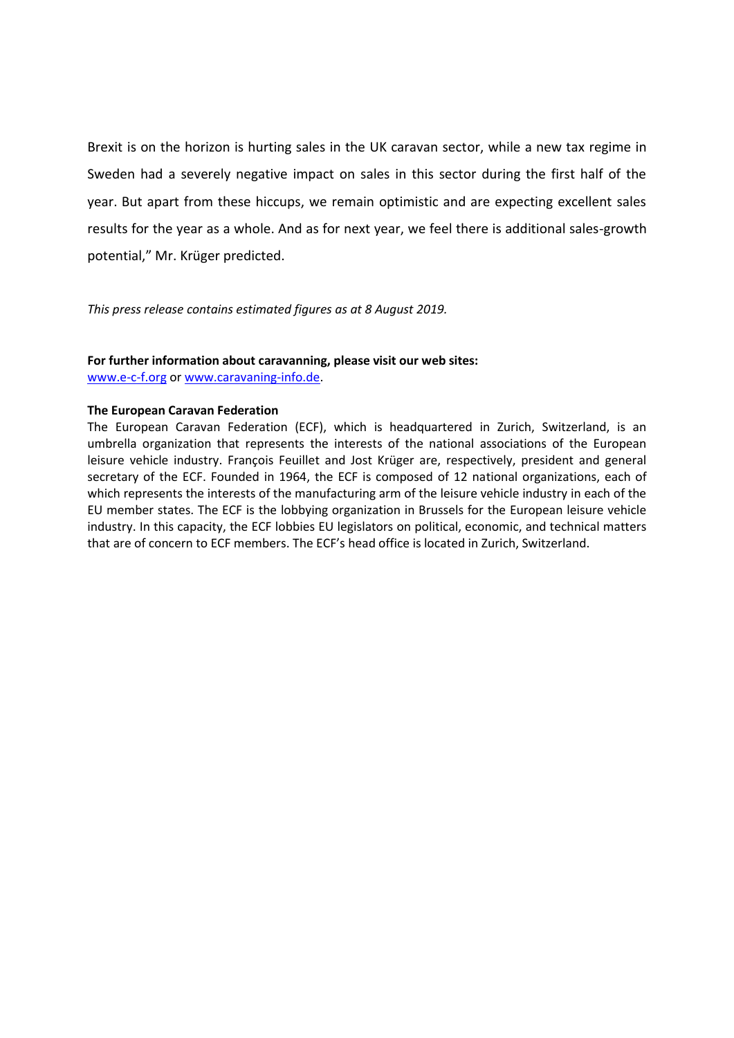Brexit is on the horizon is hurting sales in the UK caravan sector, while a new tax regime in Sweden had a severely negative impact on sales in this sector during the first half of the year. But apart from these hiccups, we remain optimistic and are expecting excellent sales results for the year as a whole. And as for next year, we feel there is additional sales-growth potential," Mr. Krüger predicted.

*This press release contains estimated figures as at 8 August 2019.*

**For further information about caravanning, please visit our web sites:**
www.e-c-f.org or www.caravaning-info.de.

**The European Caravan Federation**
The European Caravan Federation (ECF), which is headquartered in Zurich, Switzerland, is an umbrella organization that represents the interests of the national associations of the European leisure vehicle industry. François Feuillet and Jost Krüger are, respectively, president and general secretary of the ECF. Founded in 1964, the ECF is composed of 12 national organizations, each of which represents the interests of the manufacturing arm of the leisure vehicle industry in each of the EU member states. The ECF is the lobbying organization in Brussels for the European leisure vehicle industry. In this capacity, the ECF lobbies EU legislators on political, economic, and technical matters that are of concern to ECF members. The ECF's head office is located in Zurich, Switzerland.